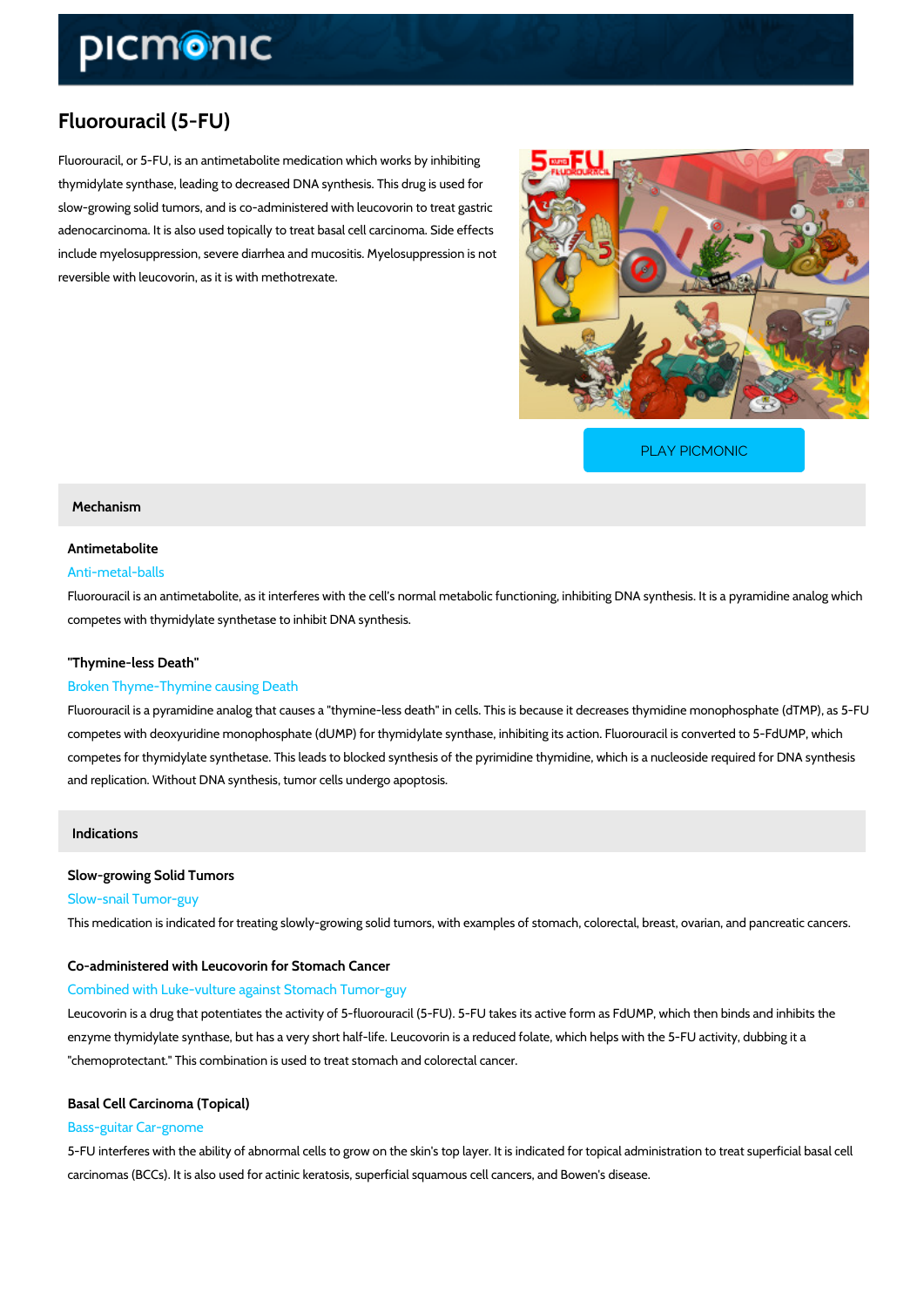# Fluorouracil (5-FU)

Fluorouracil, or 5-FU, is an antimetabolite medication which works by inhibiting thymidylate synthase, leading to decreased DNA synthesis. This drug is used for slow-growing solid tumors, and is co-administered with leucovorin to treat gastric adenocarcinoma. It is also used topically to treat basal cell carcinoma. Side effects include myelosuppression, severe diarrhea and mucositis. Myelosuppression is not reversible with leucovorin, as it is with methotrexate.

PLAY PICMONIC

## Mechanism

### Antimetabolite

Anti-metal-balls

Fluorouracil is an antimetabolite, as it interferes with the cell's normal metabolic functioning, inhibiting DNA synthesis. It is a pyramidine analog which competes with thymidylate synthetase to inhibit DNA synthesis.

### "Thymine-less Death"

Broken Thyme-Thymine causing Death

Fluorouracil is a pyramidine analog that causes a "thymine-less death" in cells. This is because it decreases thymidine monophosphate (dTMP), as 5-FU competes with deoxyuridine monophosphate (dUMP) for thymidylate synthase, inhibiting its action. Fluorouracil is converted to 5-FdUMP, which competes for thymidylate synthetase. This leads to blocked synthesis of the pyrimidine thymidine, which is a nucleoside required for DNA synthesis and replication. Without DNA synthesis, tumor cells undergo apoptosis.

## Indications

### Slow-growing Solid Tumors

Slow-snail Tumor-guy

This medication is indicated for treating slowly-growing solid tumors, with examples of stomach, colorectal, breast, ovarian, and pancreatic cancers.

### Co-administered with Leucovorin for Stomach Cancer

Combined with Luke-vulture against Stomach Tumor-guy

Leucovorin is a drug that potentiates the activity of 5-fluorouracil (5-FU). 5-FU takes its active form as FdUMP, which then binds and inhibits the enzyme thymidylate synthase, but has a very short half-life. Leucovorin is a reduced folate, which helps with the 5-FU activity, dubbing it a "chemoprotectant." This combination is used to treat stomach and colorectal cancer.

### Basal Cell Carcinoma (Topical)

Bass-guitar Car-gnome

5-FU interferes with the ability of abnormal cells to grow on the skin's top layer. It is indicated for topical administration to treat superficial basal cell carcinomas (BCCs). It is also used for actinic keratosis, superficial squamous cell cancers, and Bowen's disease.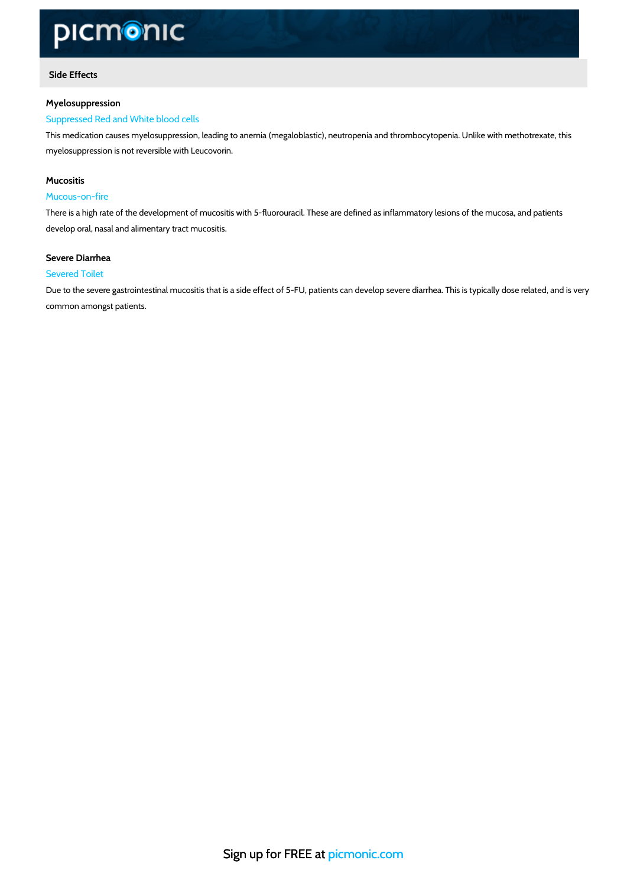## Side Effects

### Myelosuppression

Suppressed Red and White blood cells

This medication causes myelosuppression, leading to anemia (megaloblastic), neutropenia and thrombocytopenia. Unlike with methotrexate, this myelosuppression is not reversible with Leucovorin.

### Mucositis

Mucous-on-fire

There is a high rate of the development of mucositis with 5-fluorouracil. These are defined as inflammatory lesions of the mucosa, and patients develop oral, nasal and alimentary tract mucositis.

### Severe Diarrhea

Severed Toilet

Due to the severe gastrointestinal mucositis that is a side effect of 5-FU, patients can develop severe diarrhea. This is typically dose related, and is very common amongst patients.